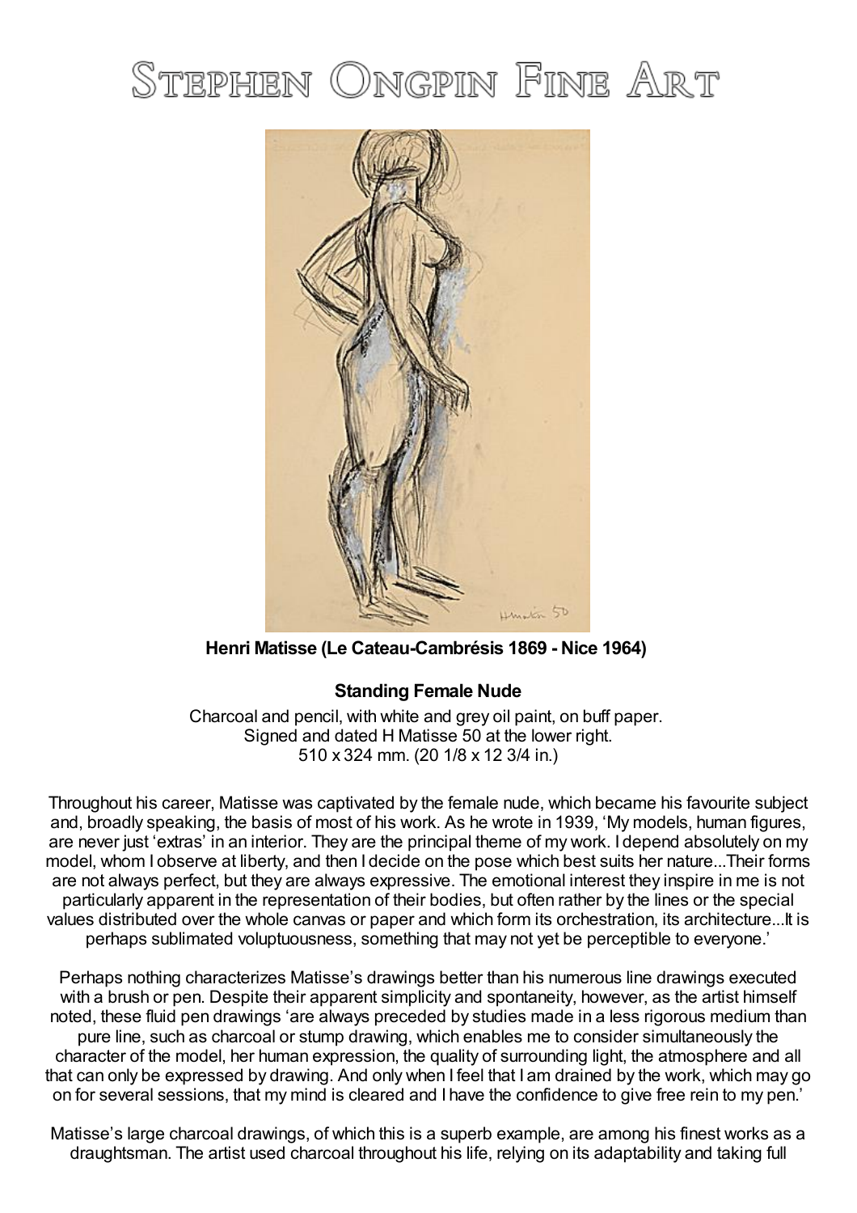# Stephen Ongpin Fine Art

**Henri Matisse (Le Cateau-Cambrésis 1869 - Nice 1964)**

**Standing Female Nude**

Charcoal and pencil, with white and grey oil paint, on buff paper.
Signed and dated H Matisse 50 at the lower right.
510 x 324 mm. (20 1/8 x 12 3/4 in.)

Throughout his career, Matisse was captivated by the female nude, which became his favourite subject and, broadly speaking, the basis of most of his work. As he wrote in 1939, 'My models, human figures, are never just 'extras' in an interior. They are the principal theme of my work. I depend absolutely on my model, whom I observe at liberty, and then I decide on the pose which best suits her nature...Their forms are not always perfect, but they are always expressive. The emotional interest they inspire in me is not particularly apparent in the representation of their bodies, but often rather by the lines or the special values distributed over the whole canvas or paper and which form its orchestration, its architecture...It is perhaps sublimated voluptuousness, something that may not yet be perceptible to everyone.'

Perhaps nothing characterizes Matisse's drawings better than his numerous line drawings executed with a brush or pen. Despite their apparent simplicity and spontaneity, however, as the artist himself noted, these fluid pen drawings 'are always preceded by studies made in a less rigorous medium than pure line, such as charcoal or stump drawing, which enables me to consider simultaneously the character of the model, her human expression, the quality of surrounding light, the atmosphere and all that can only be expressed by drawing. And only when I feel that I am drained by the work, which may go on for several sessions, that my mind is cleared and I have the confidence to give free rein to my pen.'

Matisse's large charcoal drawings, of which this is a superb example, are among his finest works as a draughtsman. The artist used charcoal throughout his life, relying on its adaptability and taking full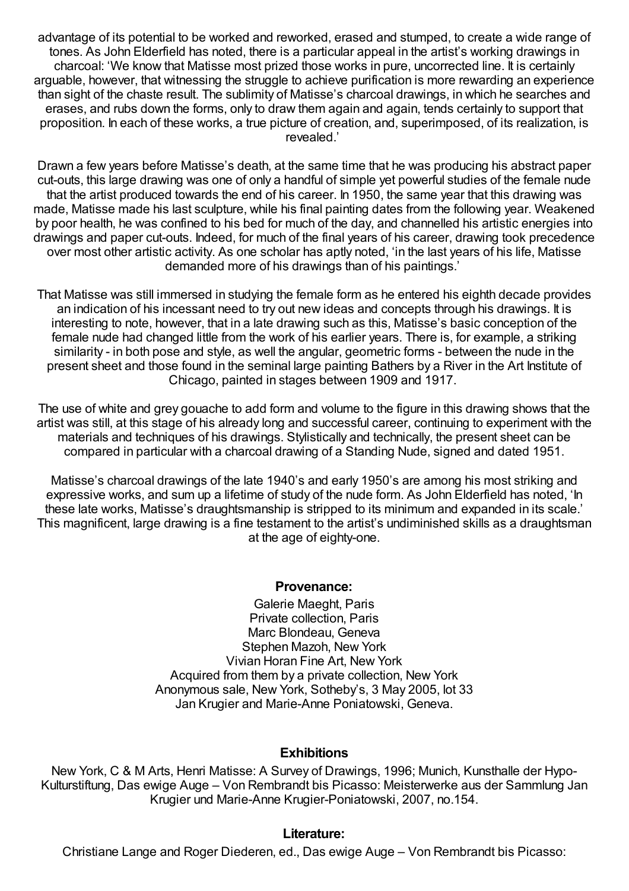advantage of its potential to be worked and reworked, erased and stumped, to create a wide range of tones. As John Elderfield has noted, there is a particular appeal in the artist's working drawings in charcoal: 'We know that Matisse most prized those works in pure, uncorrected line. It is certainly arguable, however, that witnessing the struggle to achieve purification is more rewarding an experience than sight of the chaste result. The sublimity of Matisse's charcoal drawings, in which he searches and erases, and rubs down the forms, only to draw them again and again, tends certainly to support that proposition. In each of these works, a true picture of creation, and, superimposed, of its realization, is revealed.'

Drawn a few years before Matisse's death, at the same time that he was producing his abstract paper cut-outs, this large drawing was one of only a handful of simple yet powerful studies of the female nude that the artist produced towards the end of his career. In 1950, the same year that this drawing was made, Matisse made his last sculpture, while his final painting dates from the following year. Weakened by poor health, he was confined to his bed for much of the day, and channelled his artistic energies into drawings and paper cut-outs. Indeed, for much of the final years of his career, drawing took precedence over most other artistic activity. As one scholar has aptly noted, 'in the last years of his life, Matisse demanded more of his drawings than of his paintings.'

That Matisse was still immersed in studying the female form as he entered his eighth decade provides an indication of his incessant need to try out new ideas and concepts through his drawings. It is interesting to note, however, that in a late drawing such as this, Matisse's basic conception of the female nude had changed little from the work of his earlier years. There is, for example, a striking similarity - in both pose and style, as well the angular, geometric forms - between the nude in the present sheet and those found in the seminal large painting Bathers by a River in the Art Institute of Chicago, painted in stages between 1909 and 1917.

The use of white and grey gouache to add form and volume to the figure in this drawing shows that the artist was still, at this stage of his already long and successful career, continuing to experiment with the materials and techniques of his drawings. Stylistically and technically, the present sheet can be compared in particular with a charcoal drawing of a Standing Nude, signed and dated 1951.

Matisse's charcoal drawings of the late 1940's and early 1950's are among his most striking and expressive works, and sum up a lifetime of study of the nude form. As John Elderfield has noted, 'In these late works, Matisse's draughtsmanship is stripped to its minimum and expanded in its scale.' This magnificent, large drawing is a fine testament to the artist's undiminished skills as a draughtsman at the age of eighty-one.

**Provenance:**

Galerie Maeght, Paris
Private collection, Paris
Marc Blondeau, Geneva
Stephen Mazoh, New York
Vivian Horan Fine Art, New York
Acquired from them by a private collection, New York
Anonymous sale, New York, Sotheby's, 3 May 2005, lot 33
Jan Krugier and Marie-Anne Poniatowski, Geneva.

**Exhibitions**

New York, C & M Arts, Henri Matisse: A Survey of Drawings, 1996; Munich, Kunsthalle der Hypo-Kulturstiftung, Das ewige Auge – Von Rembrandt bis Picasso: Meisterwerke aus der Sammlung Jan Krugier und Marie-Anne Krugier-Poniatowski, 2007, no.154.

**Literature:**

Christiane Lange and Roger Diederen, ed., Das ewige Auge – Von Rembrandt bis Picasso: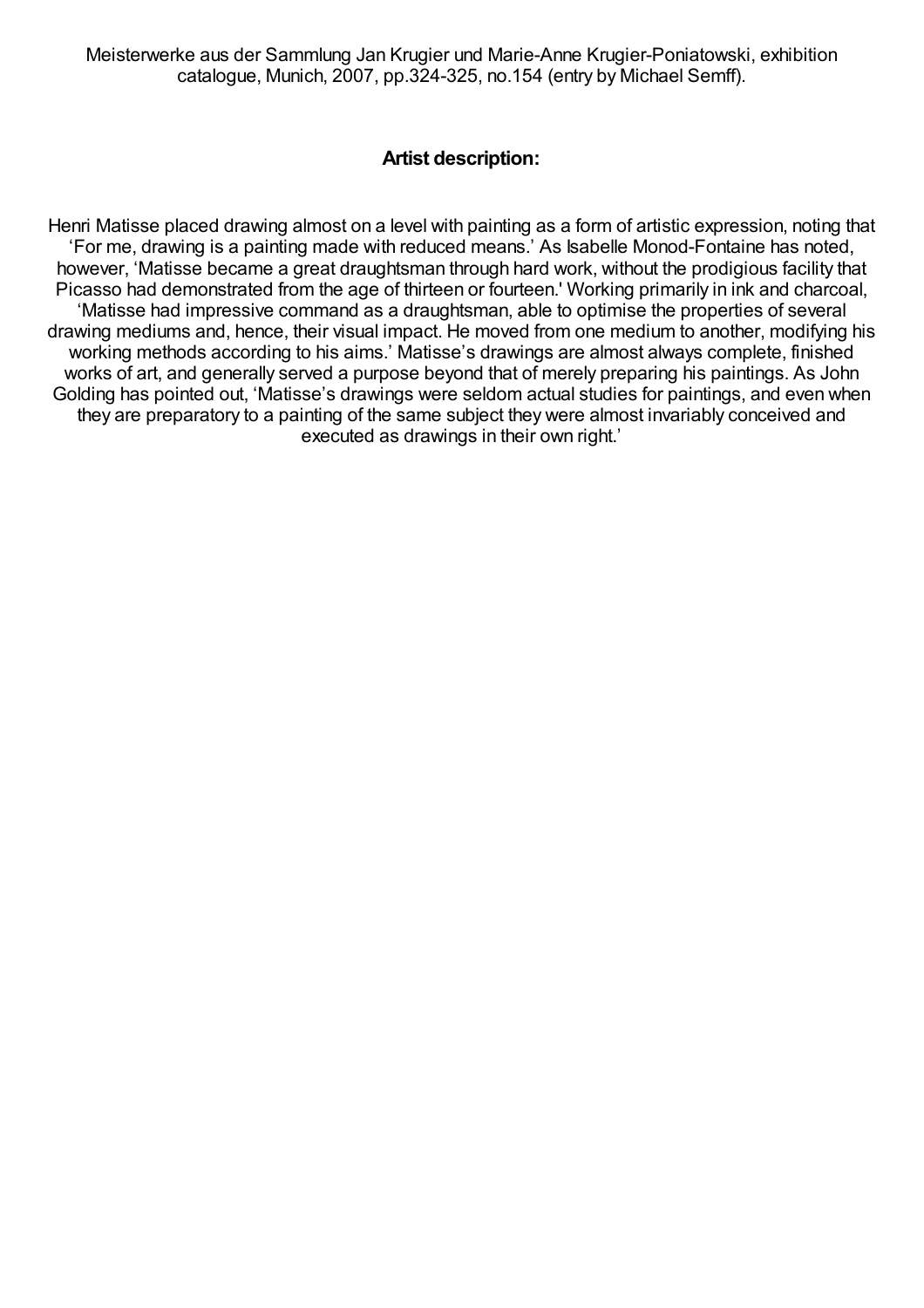Meisterwerke aus der Sammlung Jan Krugier und Marie-Anne Krugier-Poniatowski, exhibition catalogue, Munich, 2007, pp.324-325, no.154 (entry by Michael Semff).

## Artist description:

Henri Matisse placed drawing almost on a level with painting as a form of artistic expression, noting that 'For me, drawing is a painting made with reduced means.' As Isabelle Monod-Fontaine has noted, however, 'Matisse became a great draughtsman through hard work, without the prodigious facility that Picasso had demonstrated from the age of thirteen or fourteen.' Working primarily in ink and charcoal, 'Matisse had impressive command as a draughtsman, able to optimise the properties of several drawing mediums and, hence, their visual impact. He moved from one medium to another, modifying his working methods according to his aims.' Matisse's drawings are almost always complete, finished works of art, and generally served a purpose beyond that of merely preparing his paintings. As John Golding has pointed out, 'Matisse's drawings were seldom actual studies for paintings, and even when they are preparatory to a painting of the same subject they were almost invariably conceived and executed as drawings in their own right.'